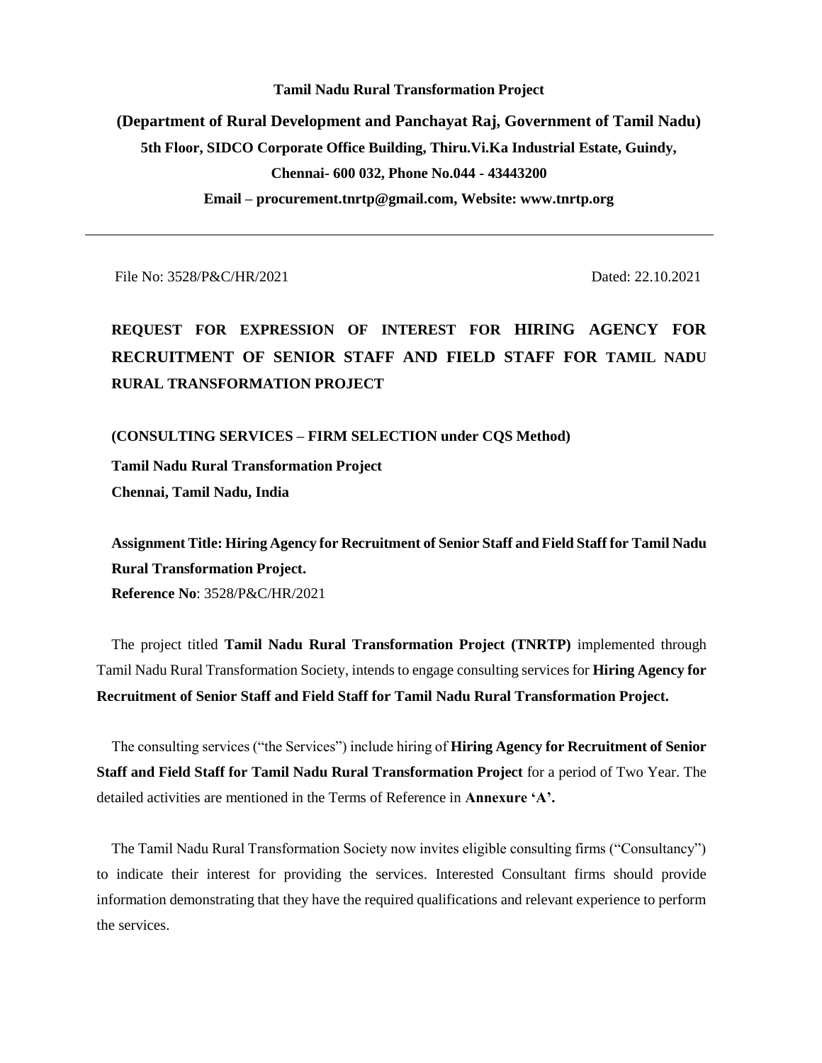**Tamil Nadu Rural Transformation Project**

**(Department of Rural Development and Panchayat Raj, Government of Tamil Nadu)**

**5th Floor, SIDCO Corporate Office Building, Thiru.Vi.Ka Industrial Estate, Guindy,**

**Chennai- 600 032, Phone No.044 - 43443200**

**Email – procurement.tnrtp@gmail.com, Website: www.tnrtp.org**

---

File No: 3528/P&C/HR/2021 Dated: 22.10.2021

# REQUEST FOR EXPRESSION OF INTEREST FOR HIRING AGENCY FOR RECRUITMENT OF SENIOR STAFF AND FIELD STAFF FOR TAMIL NADU RURAL TRANSFORMATION PROJECT

**(CONSULTING SERVICES – FIRM SELECTION under CQS Method)**

**Tamil Nadu Rural Transformation Project**

**Chennai, Tamil Nadu, India**

**Assignment Title: Hiring Agency for Recruitment of Senior Staff and Field Staff for Tamil Nadu Rural Transformation Project.**

**Reference No**: 3528/P&C/HR/2021

The project titled **Tamil Nadu Rural Transformation Project (TNRTP)** implemented through Tamil Nadu Rural Transformation Society, intends to engage consulting services for **Hiring Agency for Recruitment of Senior Staff and Field Staff for Tamil Nadu Rural Transformation Project.**

The consulting services ("the Services") include hiring of **Hiring Agency for Recruitment of Senior Staff and Field Staff for Tamil Nadu Rural Transformation Project** for a period of Two Year. The detailed activities are mentioned in the Terms of Reference in **Annexure 'A'.**

The Tamil Nadu Rural Transformation Society now invites eligible consulting firms ("Consultancy") to indicate their interest for providing the services. Interested Consultant firms should provide information demonstrating that they have the required qualifications and relevant experience to perform the services.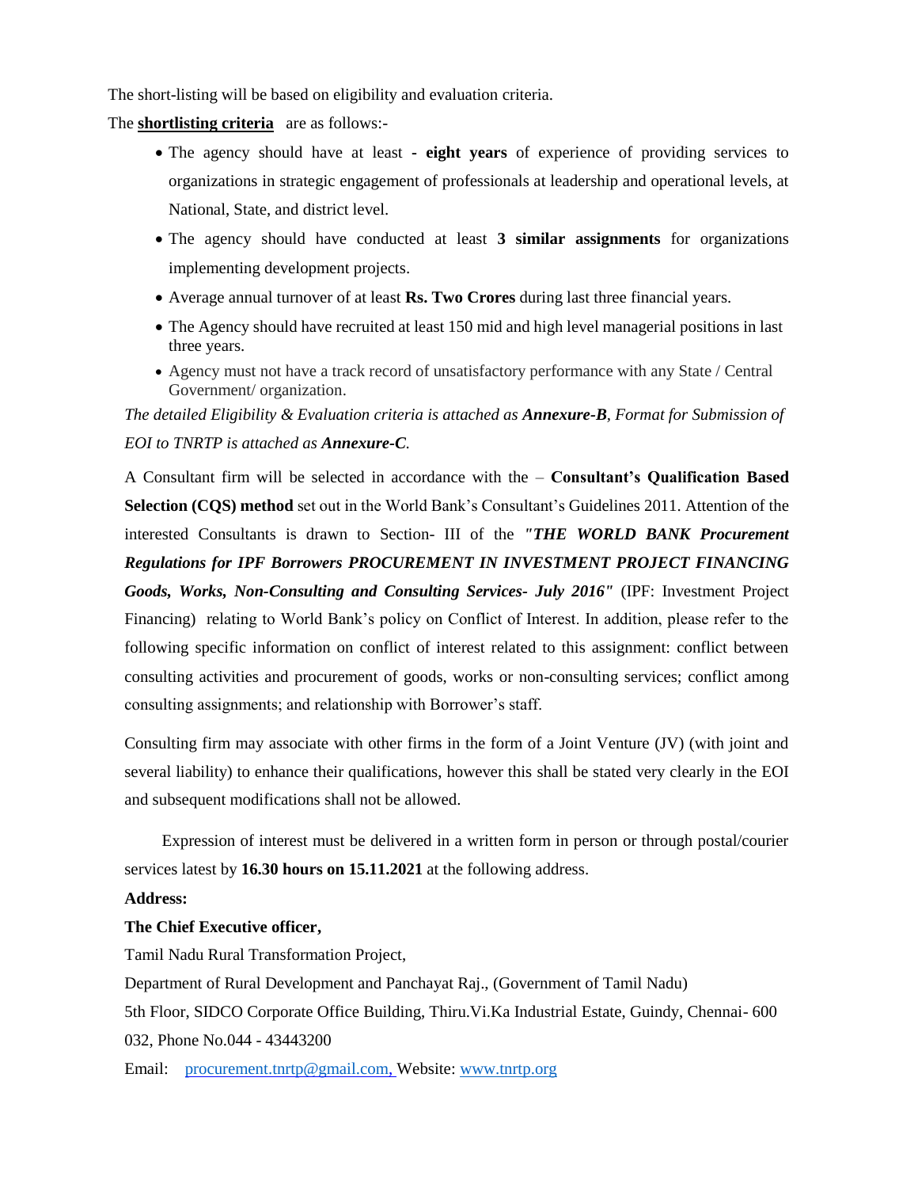The short-listing will be based on eligibility and evaluation criteria.

The **shortlisting criteria** are as follows:-

- The agency should have at least - **eight years** of experience of providing services to organizations in strategic engagement of professionals at leadership and operational levels, at National, State, and district level.
- The agency should have conducted at least **3 similar assignments** for organizations implementing development projects.
- Average annual turnover of at least **Rs. Two Crores** during last three financial years.
- The Agency should have recruited at least 150 mid and high level managerial positions in last three years.
- Agency must not have a track record of unsatisfactory performance with any State / Central Government/ organization.

*The detailed Eligibility & Evaluation criteria is attached as **Annexure-B**, Format for Submission of EOI to TNRTP is attached as **Annexure-C**.*

A Consultant firm will be selected in accordance with the – **Consultant's Qualification Based Selection (CQS) method** set out in the World Bank's Consultant's Guidelines 2011. Attention of the interested Consultants is drawn to Section- III of the ***"THE WORLD BANK Procurement Regulations for IPF Borrowers PROCUREMENT IN INVESTMENT PROJECT FINANCING Goods, Works, Non-Consulting and Consulting Services- July 2016"*** (IPF: Investment Project Financing) relating to World Bank's policy on Conflict of Interest. In addition, please refer to the following specific information on conflict of interest related to this assignment: conflict between consulting activities and procurement of goods, works or non-consulting services; conflict among consulting assignments; and relationship with Borrower's staff.

Consulting firm may associate with other firms in the form of a Joint Venture (JV) (with joint and several liability) to enhance their qualifications, however this shall be stated very clearly in the EOI and subsequent modifications shall not be allowed.

Expression of interest must be delivered in a written form in person or through postal/courier services latest by **16.30 hours on 15.11.2021** at the following address.

**Address:**

**The Chief Executive officer,**

Tamil Nadu Rural Transformation Project,

Department of Rural Development and Panchayat Raj., (Government of Tamil Nadu)

5th Floor, SIDCO Corporate Office Building, Thiru.Vi.Ka Industrial Estate, Guindy, Chennai- 600 032, Phone No.044 - 43443200

Email: procurement.tnrtp@gmail.com, Website: www.tnrtp.org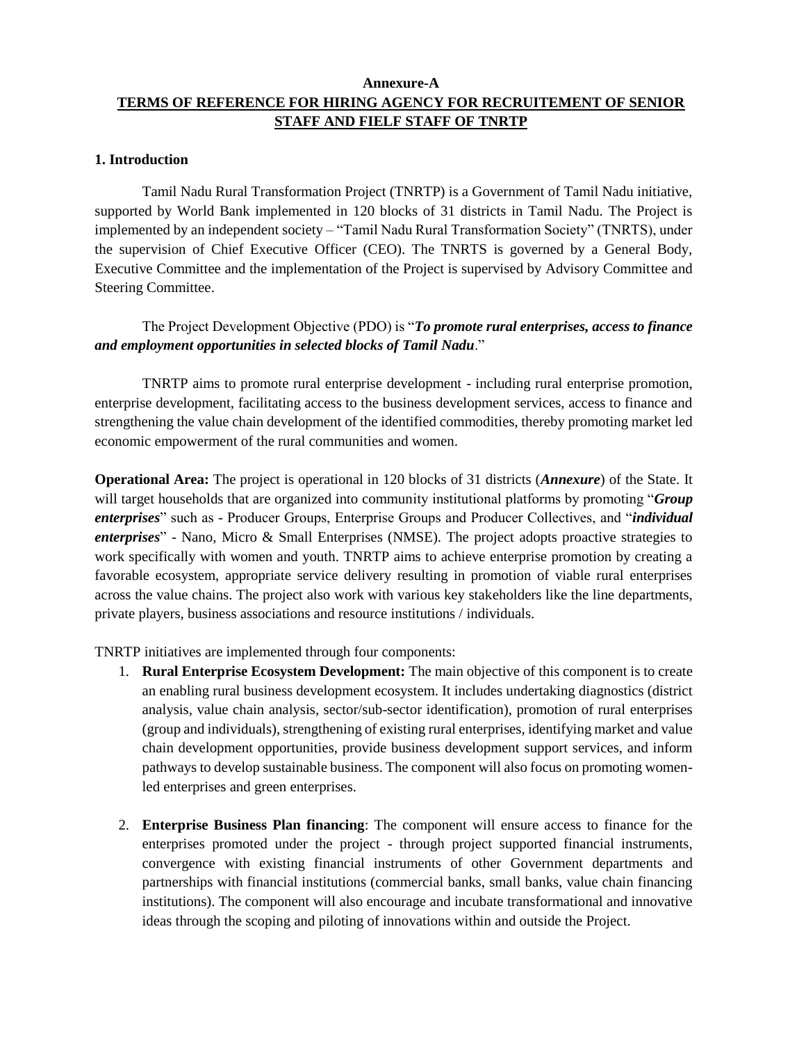**Annexure-A**

**TERMS OF REFERENCE FOR HIRING AGENCY FOR RECRUITEMENT OF SENIOR STAFF AND FIELF STAFF OF TNRTP**

**1. Introduction**

Tamil Nadu Rural Transformation Project (TNRTP) is a Government of Tamil Nadu initiative, supported by World Bank implemented in 120 blocks of 31 districts in Tamil Nadu. The Project is implemented by an independent society – "Tamil Nadu Rural Transformation Society" (TNRTS), under the supervision of Chief Executive Officer (CEO). The TNRTS is governed by a General Body, Executive Committee and the implementation of the Project is supervised by Advisory Committee and Steering Committee.

The Project Development Objective (PDO) is "***To promote rural enterprises, access to finance and employment opportunities in selected blocks of Tamil Nadu***."

TNRTP aims to promote rural enterprise development - including rural enterprise promotion, enterprise development, facilitating access to the business development services, access to finance and strengthening the value chain development of the identified commodities, thereby promoting market led economic empowerment of the rural communities and women.

**Operational Area:** The project is operational in 120 blocks of 31 districts (***Annexure***) of the State. It will target households that are organized into community institutional platforms by promoting "***Group enterprises***" such as - Producer Groups, Enterprise Groups and Producer Collectives, and "***individual enterprises***" - Nano, Micro & Small Enterprises (NMSE). The project adopts proactive strategies to work specifically with women and youth. TNRTP aims to achieve enterprise promotion by creating a favorable ecosystem, appropriate service delivery resulting in promotion of viable rural enterprises across the value chains. The project also work with various key stakeholders like the line departments, private players, business associations and resource institutions / individuals.

TNRTP initiatives are implemented through four components:

1. **Rural Enterprise Ecosystem Development:** The main objective of this component is to create an enabling rural business development ecosystem. It includes undertaking diagnostics (district analysis, value chain analysis, sector/sub-sector identification), promotion of rural enterprises (group and individuals), strengthening of existing rural enterprises, identifying market and value chain development opportunities, provide business development support services, and inform pathways to develop sustainable business. The component will also focus on promoting women-led enterprises and green enterprises.

2. **Enterprise Business Plan financing**: The component will ensure access to finance for the enterprises promoted under the project - through project supported financial instruments, convergence with existing financial instruments of other Government departments and partnerships with financial institutions (commercial banks, small banks, value chain financing institutions). The component will also encourage and incubate transformational and innovative ideas through the scoping and piloting of innovations within and outside the Project.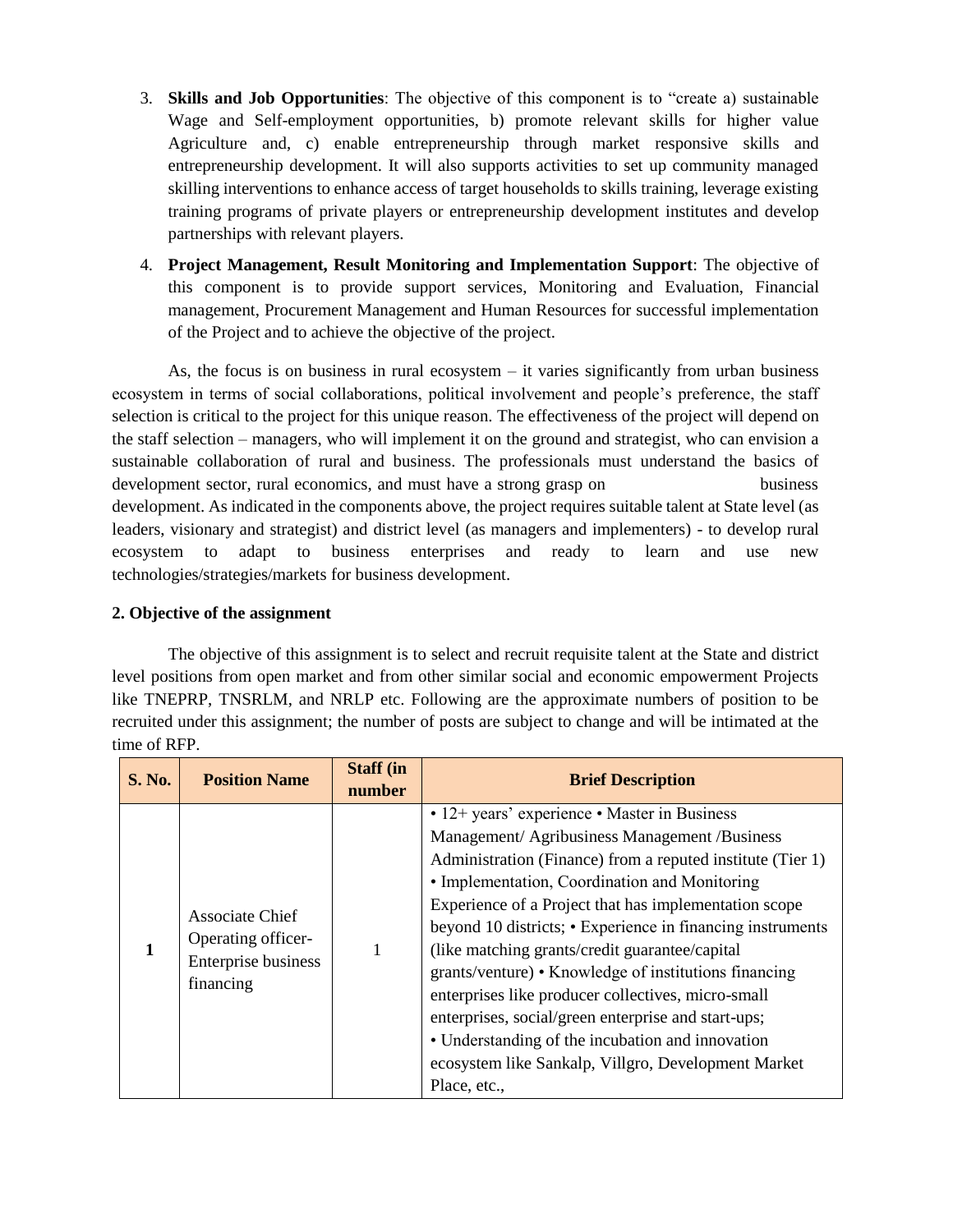3. **Skills and Job Opportunities**: The objective of this component is to "create a) sustainable Wage and Self-employment opportunities, b) promote relevant skills for higher value Agriculture and, c) enable entrepreneurship through market responsive skills and entrepreneurship development. It will also supports activities to set up community managed skilling interventions to enhance access of target households to skills training, leverage existing training programs of private players or entrepreneurship development institutes and develop partnerships with relevant players.

4. **Project Management, Result Monitoring and Implementation Support**: The objective of this component is to provide support services, Monitoring and Evaluation, Financial management, Procurement Management and Human Resources for successful implementation of the Project and to achieve the objective of the project.

As, the focus is on business in rural ecosystem – it varies significantly from urban business ecosystem in terms of social collaborations, political involvement and people's preference, the staff selection is critical to the project for this unique reason. The effectiveness of the project will depend on the staff selection – managers, who will implement it on the ground and strategist, who can envision a sustainable collaboration of rural and business. The professionals must understand the basics of development sector, rural economics, and must have a strong grasp on business development. As indicated in the components above, the project requires suitable talent at State level (as leaders, visionary and strategist) and district level (as managers and implementers) - to develop rural ecosystem to adapt to business enterprises and ready to learn and use new technologies/strategies/markets for business development.

**2. Objective of the assignment**

The objective of this assignment is to select and recruit requisite talent at the State and district level positions from open market and from other similar social and economic empowerment Projects like TNEPRP, TNSRLM, and NRLP etc. Following are the approximate numbers of position to be recruited under this assignment; the number of posts are subject to change and will be intimated at the time of RFP.

| S. No. | Position Name | Staff (in number | Brief Description |
|---|---|---|---|
| 1 | Associate Chief Operating officer- Enterprise business financing | 1 | • 12+ years' experience • Master in Business Management/ Agribusiness Management /Business Administration (Finance) from a reputed institute (Tier 1) • Implementation, Coordination and Monitoring Experience of a Project that has implementation scope beyond 10 districts; • Experience in financing instruments (like matching grants/credit guarantee/capital grants/venture) • Knowledge of institutions financing enterprises like producer collectives, micro-small enterprises, social/green enterprise and start-ups; • Understanding of the incubation and innovation ecosystem like Sankalp, Villgro, Development Market Place, etc., |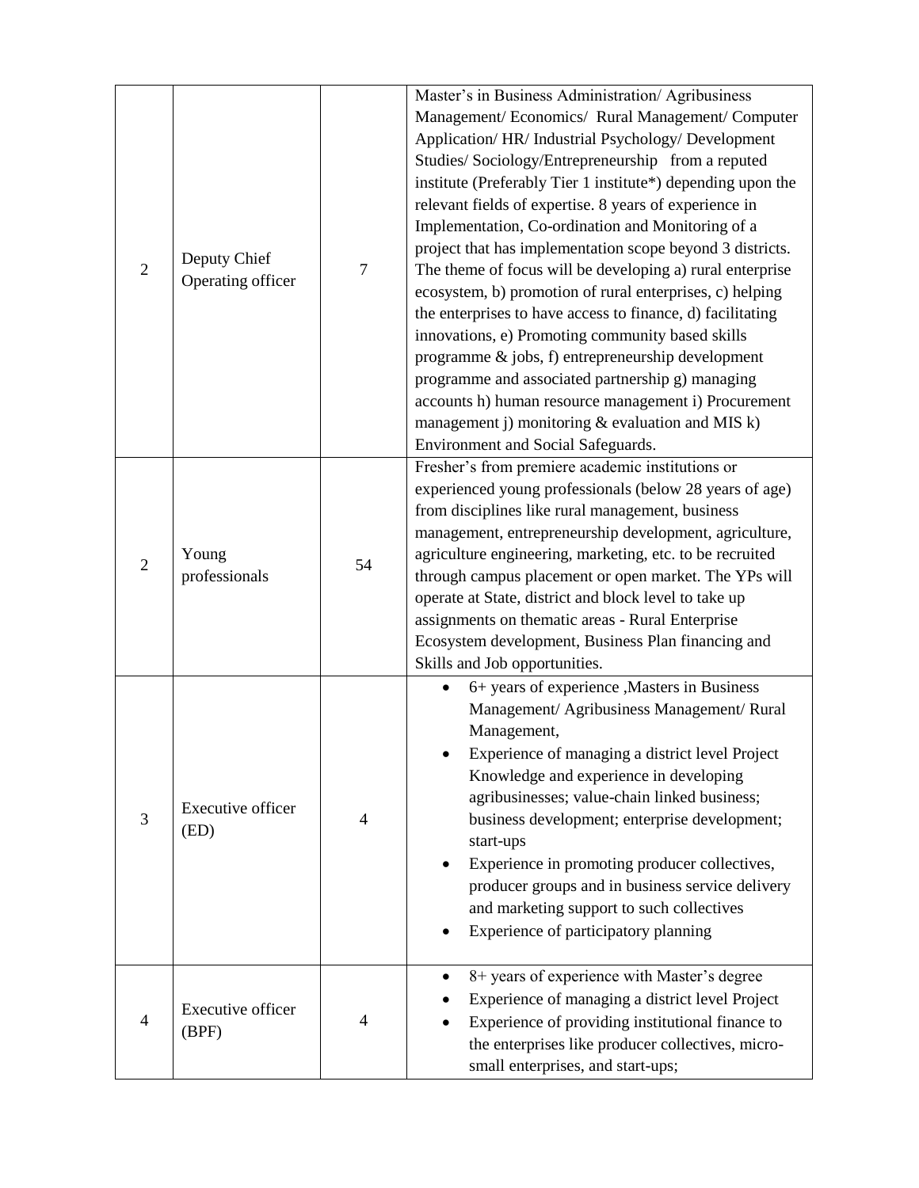| | | | |
|---|---|---|---|
| 2 | Deputy Chief Operating officer | 7 | Master's in Business Administration/ Agribusiness Management/ Economics/ Rural Management/ Computer Application/ HR/ Industrial Psychology/ Development Studies/ Sociology/Entrepreneurship from a reputed institute (Preferably Tier 1 institute*) depending upon the relevant fields of expertise. 8 years of experience in Implementation, Co-ordination and Monitoring of a project that has implementation scope beyond 3 districts. The theme of focus will be developing a) rural enterprise ecosystem, b) promotion of rural enterprises, c) helping the enterprises to have access to finance, d) facilitating innovations, e) Promoting community based skills programme & jobs, f) entrepreneurship development programme and associated partnership g) managing accounts h) human resource management i) Procurement management j) monitoring & evaluation and MIS k) Environment and Social Safeguards. |
| 2 | Young professionals | 54 | Fresher's from premiere academic institutions or experienced young professionals (below 28 years of age) from disciplines like rural management, business management, entrepreneurship development, agriculture, agriculture engineering, marketing, etc. to be recruited through campus placement or open market. The YPs will operate at State, district and block level to take up assignments on thematic areas - Rural Enterprise Ecosystem development, Business Plan financing and Skills and Job opportunities. |
| 3 | Executive officer (ED) | 4 | • 6+ years of experience ,Masters in Business Management/ Agribusiness Management/ Rural Management,<br>• Experience of managing a district level Project Knowledge and experience in developing agribusinesses; value-chain linked business; business development; enterprise development; start-ups<br>• Experience in promoting producer collectives, producer groups and in business service delivery and marketing support to such collectives<br>• Experience of participatory planning |
| 4 | Executive officer (BPF) | 4 | • 8+ years of experience with Master's degree<br>• Experience of managing a district level Project<br>• Experience of providing institutional finance to the enterprises like producer collectives, micro-small enterprises, and start-ups; |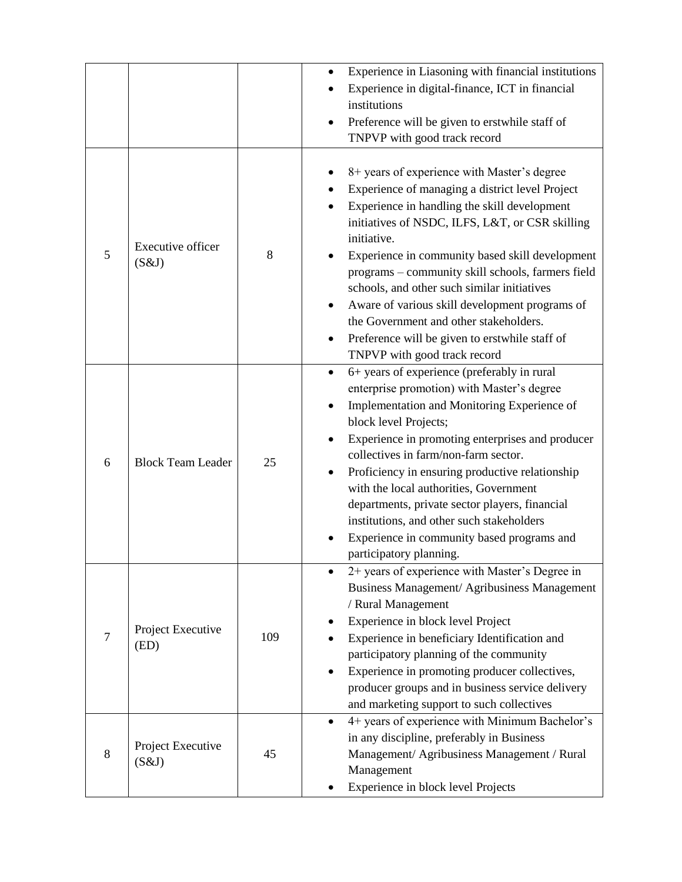| | | | |
|---|---|---|---|
| | | | • Experience in Liasoning with financial institutions<br>• Experience in digital-finance, ICT in financial institutions<br>• Preference will be given to erstwhile staff of TNPVP with good track record |
| 5 | Executive officer (S&J) | 8 | • 8+ years of experience with Master's degree<br>• Experience of managing a district level Project<br>• Experience in handling the skill development initiatives of NSDC, ILFS, L&T, or CSR skilling initiative.<br>• Experience in community based skill development programs – community skill schools, farmers field schools, and other such similar initiatives<br>• Aware of various skill development programs of the Government and other stakeholders.<br>• Preference will be given to erstwhile staff of TNPVP with good track record |
| 6 | Block Team Leader | 25 | • 6+ years of experience (preferably in rural enterprise promotion) with Master's degree<br>• Implementation and Monitoring Experience of block level Projects;<br>• Experience in promoting enterprises and producer collectives in farm/non-farm sector.<br>• Proficiency in ensuring productive relationship with the local authorities, Government departments, private sector players, financial institutions, and other such stakeholders<br>• Experience in community based programs and participatory planning. |
| 7 | Project Executive (ED) | 109 | • 2+ years of experience with Master's Degree in Business Management/ Agribusiness Management / Rural Management<br>• Experience in block level Project<br>• Experience in beneficiary Identification and participatory planning of the community<br>• Experience in promoting producer collectives, producer groups and in business service delivery and marketing support to such collectives |
| 8 | Project Executive (S&J) | 45 | • 4+ years of experience with Minimum Bachelor's in any discipline, preferably in Business Management/ Agribusiness Management / Rural Management<br>• Experience in block level Projects |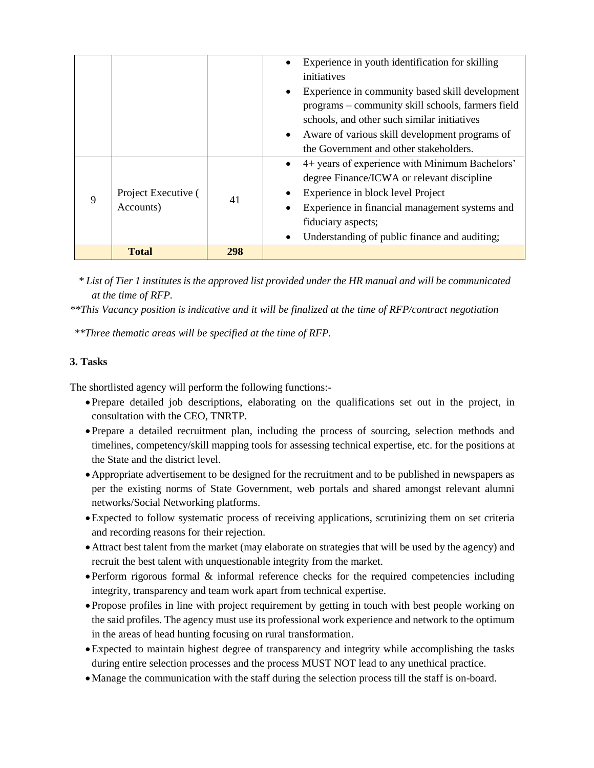| | | | |
|---|---|---|---|
| | | | • Experience in youth identification for skilling initiatives<br>• Experience in community based skill development programs – community skill schools, farmers field schools, and other such similar initiatives<br>• Aware of various skill development programs of the Government and other stakeholders. |
| 9 | Project Executive ( Accounts) | 41 | • 4+ years of experience with Minimum Bachelors' degree Finance/ICWA or relevant discipline<br>• Experience in block level Project<br>• Experience in financial management systems and fiduciary aspects;<br>• Understanding of public finance and auditing; |
| | **Total** | **298** | |

*\* List of Tier 1 institutes is the approved list provided under the HR manual and will be communicated at the time of RFP.*

*\*\*This Vacancy position is indicative and it will be finalized at the time of RFP/contract negotiation*

*\*\*Three thematic areas will be specified at the time of RFP.*

### 3. Tasks

The shortlisted agency will perform the following functions:-

- Prepare detailed job descriptions, elaborating on the qualifications set out in the project, in consultation with the CEO, TNRTP.
- Prepare a detailed recruitment plan, including the process of sourcing, selection methods and timelines, competency/skill mapping tools for assessing technical expertise, etc. for the positions at the State and the district level.
- Appropriate advertisement to be designed for the recruitment and to be published in newspapers as per the existing norms of State Government, web portals and shared amongst relevant alumni networks/Social Networking platforms.
- Expected to follow systematic process of receiving applications, scrutinizing them on set criteria and recording reasons for their rejection.
- Attract best talent from the market (may elaborate on strategies that will be used by the agency) and recruit the best talent with unquestionable integrity from the market.
- Perform rigorous formal & informal reference checks for the required competencies including integrity, transparency and team work apart from technical expertise.
- Propose profiles in line with project requirement by getting in touch with best people working on the said profiles. The agency must use its professional work experience and network to the optimum in the areas of head hunting focusing on rural transformation.
- Expected to maintain highest degree of transparency and integrity while accomplishing the tasks during entire selection processes and the process MUST NOT lead to any unethical practice.
- Manage the communication with the staff during the selection process till the staff is on-board.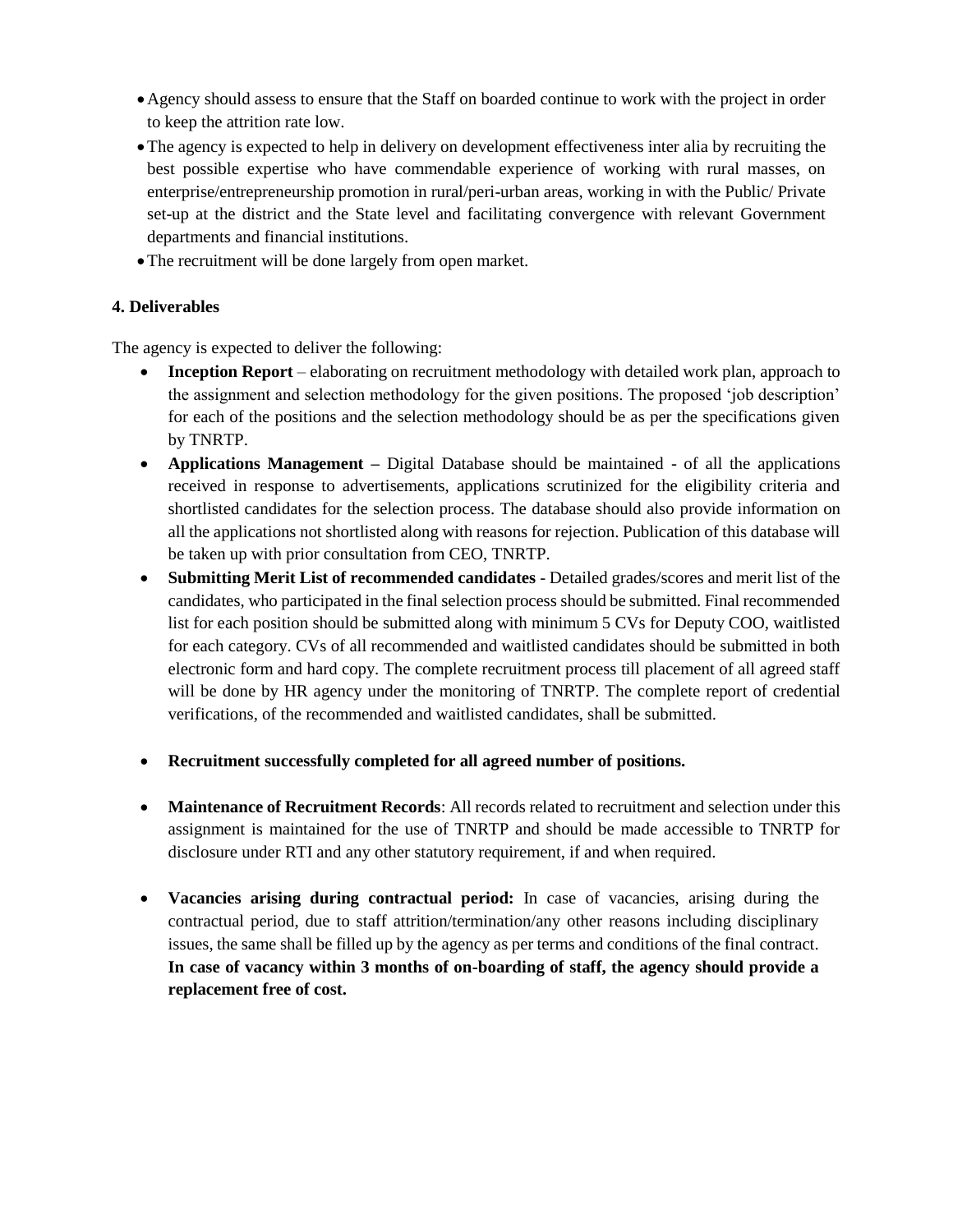- Agency should assess to ensure that the Staff on boarded continue to work with the project in order to keep the attrition rate low.
- The agency is expected to help in delivery on development effectiveness inter alia by recruiting the best possible expertise who have commendable experience of working with rural masses, on enterprise/entrepreneurship promotion in rural/peri-urban areas, working in with the Public/ Private set-up at the district and the State level and facilitating convergence with relevant Government departments and financial institutions.
- The recruitment will be done largely from open market.

**4. Deliverables**

The agency is expected to deliver the following:

- **Inception Report** – elaborating on recruitment methodology with detailed work plan, approach to the assignment and selection methodology for the given positions. The proposed 'job description' for each of the positions and the selection methodology should be as per the specifications given by TNRTP.
- **Applications Management –** Digital Database should be maintained - of all the applications received in response to advertisements, applications scrutinized for the eligibility criteria and shortlisted candidates for the selection process. The database should also provide information on all the applications not shortlisted along with reasons for rejection. Publication of this database will be taken up with prior consultation from CEO, TNRTP.
- **Submitting Merit List of recommended candidates** - Detailed grades/scores and merit list of the candidates, who participated in the final selection process should be submitted. Final recommended list for each position should be submitted along with minimum 5 CVs for Deputy COO, waitlisted for each category. CVs of all recommended and waitlisted candidates should be submitted in both electronic form and hard copy. The complete recruitment process till placement of all agreed staff will be done by HR agency under the monitoring of TNRTP. The complete report of credential verifications, of the recommended and waitlisted candidates, shall be submitted.
- **Recruitment successfully completed for all agreed number of positions.**
- **Maintenance of Recruitment Records**: All records related to recruitment and selection under this assignment is maintained for the use of TNRTP and should be made accessible to TNRTP for disclosure under RTI and any other statutory requirement, if and when required.
- **Vacancies arising during contractual period:** In case of vacancies, arising during the contractual period, due to staff attrition/termination/any other reasons including disciplinary issues, the same shall be filled up by the agency as per terms and conditions of the final contract. **In case of vacancy within 3 months of on-boarding of staff, the agency should provide a replacement free of cost.**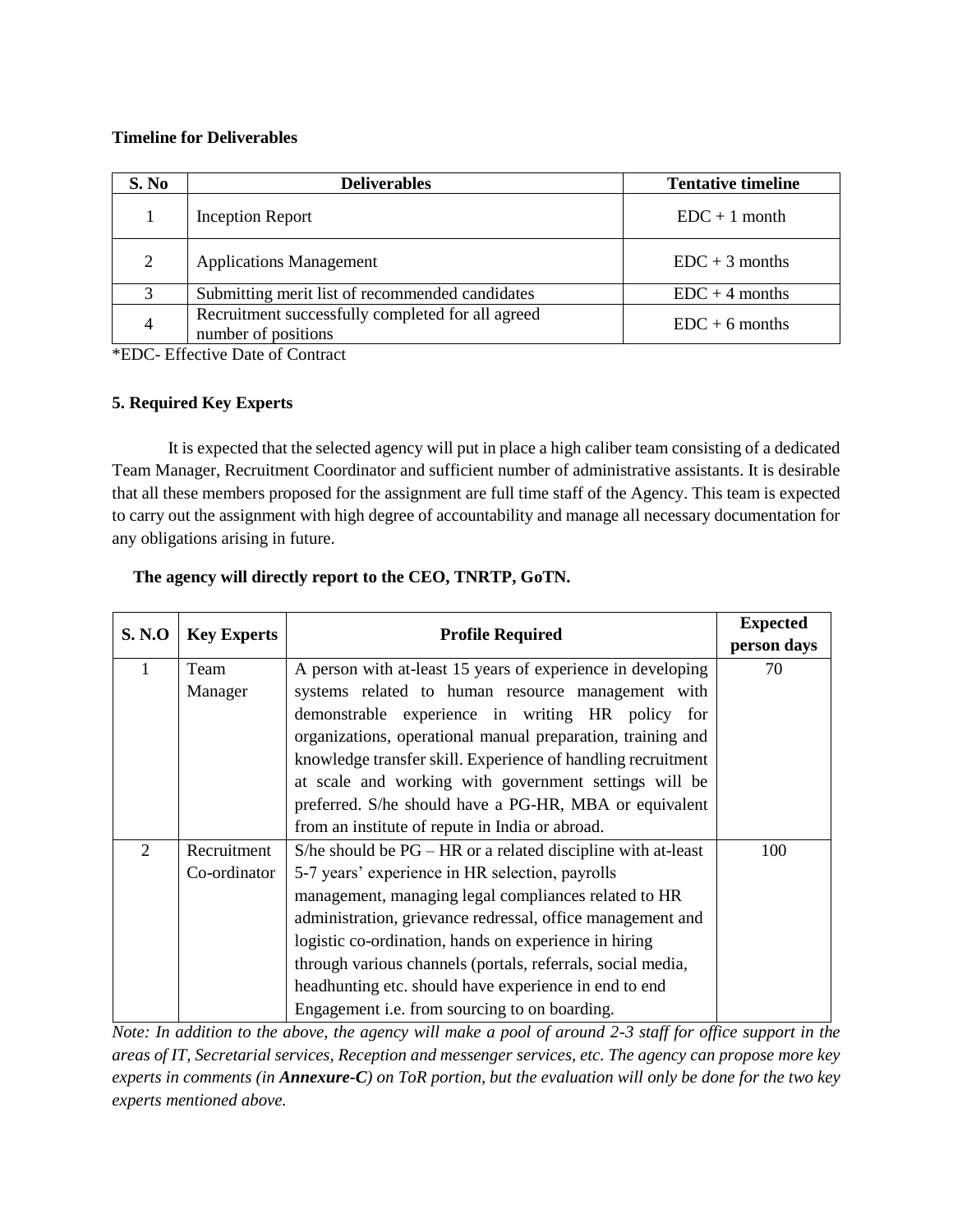**Timeline for Deliverables**

| S. No | Deliverables | Tentative timeline |
|---|---|---|
| 1 | Inception Report | EDC + 1 month |
| 2 | Applications Management | EDC + 3 months |
| 3 | Submitting merit list of recommended candidates | EDC + 4 months |
| 4 | Recruitment successfully completed for all agreed number of positions | EDC + 6 months |

*EDC- Effective Date of Contract

**5. Required Key Experts**

It is expected that the selected agency will put in place a high caliber team consisting of a dedicated Team Manager, Recruitment Coordinator and sufficient number of administrative assistants. It is desirable that all these members proposed for the assignment are full time staff of the Agency. This team is expected to carry out the assignment with high degree of accountability and manage all necessary documentation for any obligations arising in future.

**The agency will directly report to the CEO, TNRTP, GoTN.**

| S. N.O | Key Experts | Profile Required | Expected person days |
|---|---|---|---|
| 1 | Team Manager | A person with at-least 15 years of experience in developing systems related to human resource management with demonstrable experience in writing HR policy for organizations, operational manual preparation, training and knowledge transfer skill. Experience of handling recruitment at scale and working with government settings will be preferred. S/he should have a PG-HR, MBA or equivalent from an institute of repute in India or abroad. | 70 |
| 2 | Recruitment Co-ordinator | S/he should be PG – HR or a related discipline with at-least 5-7 years' experience in HR selection, payrolls management, managing legal compliances related to HR administration, grievance redressal, office management and logistic co-ordination, hands on experience in hiring through various channels (portals, referrals, social media, headhunting etc. should have experience in end to end Engagement i.e. from sourcing to on boarding. | 100 |

*Note: In addition to the above, the agency will make a pool of around 2-3 staff for office support in the areas of IT, Secretarial services, Reception and messenger services, etc. The agency can propose more key experts in comments (in **Annexure-C**) on ToR portion, but the evaluation will only be done for the two key experts mentioned above.*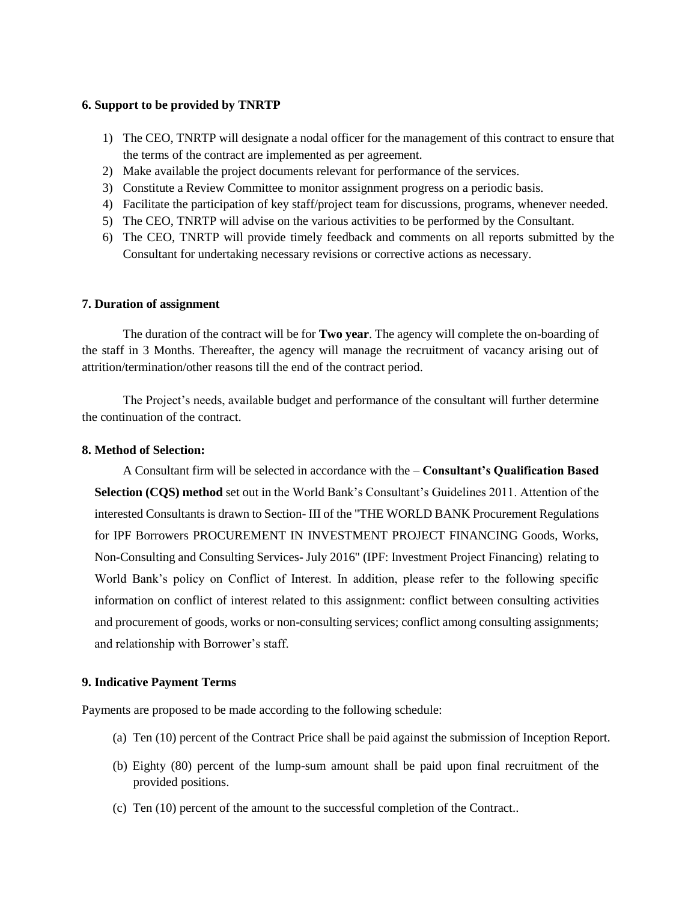**6. Support to be provided by TNRTP**

1) The CEO, TNRTP will designate a nodal officer for the management of this contract to ensure that the terms of the contract are implemented as per agreement.
2) Make available the project documents relevant for performance of the services.
3) Constitute a Review Committee to monitor assignment progress on a periodic basis.
4) Facilitate the participation of key staff/project team for discussions, programs, whenever needed.
5) The CEO, TNRTP will advise on the various activities to be performed by the Consultant.
6) The CEO, TNRTP will provide timely feedback and comments on all reports submitted by the Consultant for undertaking necessary revisions or corrective actions as necessary.

**7. Duration of assignment**

The duration of the contract will be for **Two year**. The agency will complete the on-boarding of the staff in 3 Months. Thereafter, the agency will manage the recruitment of vacancy arising out of attrition/termination/other reasons till the end of the contract period.

The Project's needs, available budget and performance of the consultant will further determine the continuation of the contract.

**8. Method of Selection:**

A Consultant firm will be selected in accordance with the – **Consultant's Qualification Based Selection (CQS) method** set out in the World Bank's Consultant's Guidelines 2011. Attention of the interested Consultants is drawn to Section- III of the "THE WORLD BANK Procurement Regulations for IPF Borrowers PROCUREMENT IN INVESTMENT PROJECT FINANCING Goods, Works, Non-Consulting and Consulting Services- July 2016" (IPF: Investment Project Financing) relating to World Bank's policy on Conflict of Interest. In addition, please refer to the following specific information on conflict of interest related to this assignment: conflict between consulting activities and procurement of goods, works or non-consulting services; conflict among consulting assignments; and relationship with Borrower's staff.

**9. Indicative Payment Terms**

Payments are proposed to be made according to the following schedule:

(a) Ten (10) percent of the Contract Price shall be paid against the submission of Inception Report.

(b) Eighty (80) percent of the lump-sum amount shall be paid upon final recruitment of the provided positions.

(c) Ten (10) percent of the amount to the successful completion of the Contract..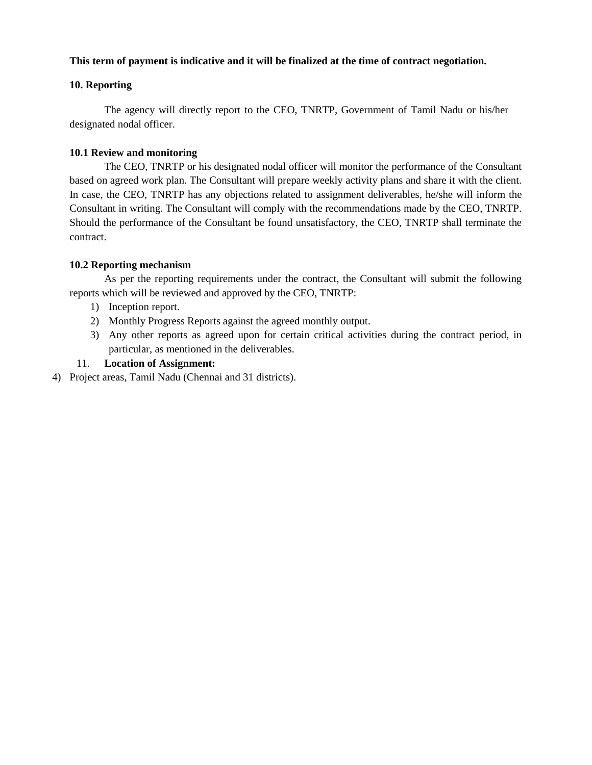**This term of payment is indicative and it will be finalized at the time of contract negotiation.**

## 10. Reporting

The agency will directly report to the CEO, TNRTP, Government of Tamil Nadu or his/her designated nodal officer.

### 10.1 Review and monitoring

The CEO, TNRTP or his designated nodal officer will monitor the performance of the Consultant based on agreed work plan. The Consultant will prepare weekly activity plans and share it with the client. In case, the CEO, TNRTP has any objections related to assignment deliverables, he/she will inform the Consultant in writing. The Consultant will comply with the recommendations made by the CEO, TNRTP. Should the performance of the Consultant be found unsatisfactory, the CEO, TNRTP shall terminate the contract.

### 10.2 Reporting mechanism

As per the reporting requirements under the contract, the Consultant will submit the following reports which will be reviewed and approved by the CEO, TNRTP:

1) Inception report.
2) Monthly Progress Reports against the agreed monthly output.
3) Any other reports as agreed upon for certain critical activities during the contract period, in particular, as mentioned in the deliverables.

## 11. Location of Assignment:

4) Project areas, Tamil Nadu (Chennai and 31 districts).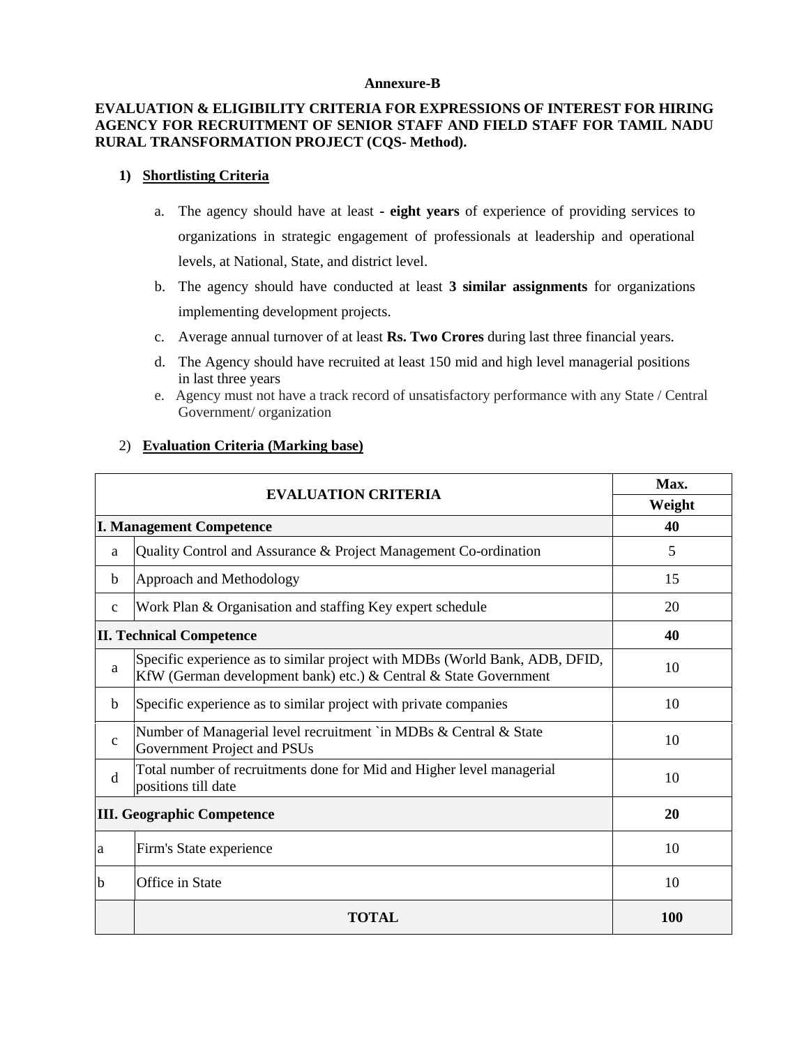**Annexure-B**

**EVALUATION & ELIGIBILITY CRITERIA FOR EXPRESSIONS OF INTEREST FOR HIRING AGENCY FOR RECRUITMENT OF SENIOR STAFF AND FIELD STAFF FOR TAMIL NADU RURAL TRANSFORMATION PROJECT (CQS- Method).**

1) **Shortlisting Criteria**

   a. The agency should have at least - **eight years** of experience of providing services to organizations in strategic engagement of professionals at leadership and operational levels, at National, State, and district level.
   b. The agency should have conducted at least **3 similar assignments** for organizations implementing development projects.
   c. Average annual turnover of at least **Rs. Two Crores** during last three financial years.
   d. The Agency should have recruited at least 150 mid and high level managerial positions in last three years
   e. Agency must not have a track record of unsatisfactory performance with any State / Central Government/ organization

2) **Evaluation Criteria (Marking base)**

| EVALUATION CRITERIA | | Max. Weight |
|---|---|---|
| **I. Management Competence** | | **40** |
| a | Quality Control and Assurance & Project Management Co-ordination | 5 |
| b | Approach and Methodology | 15 |
| c | Work Plan & Organisation and staffing Key expert schedule | 20 |
| **II. Technical Competence** | | **40** |
| a | Specific experience as to similar project with MDBs (World Bank, ADB, DFID, KfW (German development bank) etc.) & Central & State Government | 10 |
| b | Specific experience as to similar project with private companies | 10 |
| c | Number of Managerial level recruitment `in MDBs & Central & State Government Project and PSUs | 10 |
| d | Total number of recruitments done for Mid and Higher level managerial positions till date | 10 |
| **III. Geographic Competence** | | **20** |
| a | Firm's State experience | 10 |
| b | Office in State | 10 |
| | **TOTAL** | **100** |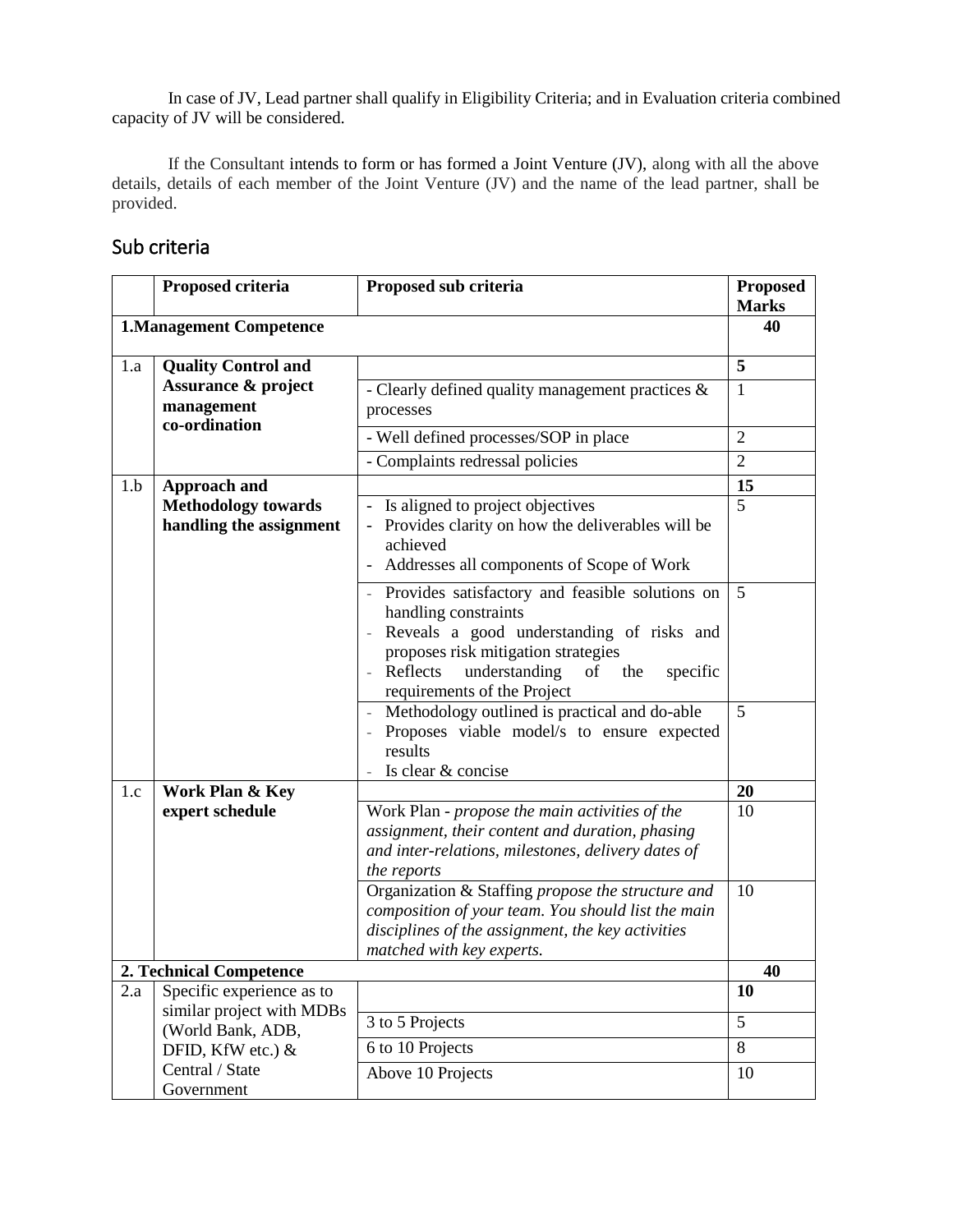In case of JV, Lead partner shall qualify in Eligibility Criteria; and in Evaluation criteria combined capacity of JV will be considered.

If the Consultant intends to form or has formed a Joint Venture (JV), along with all the above details, details of each member of the Joint Venture (JV) and the name of the lead partner, shall be provided.

## Sub criteria

| | Proposed criteria | Proposed sub criteria | Proposed Marks |
|---|---|---|---|
| **1.Management Competence** | | | **40** |
| 1.a | **Quality Control and Assurance & project management co-ordination** | | **5** |
| | | - Clearly defined quality management practices & processes | 1 |
| | | - Well defined processes/SOP in place | 2 |
| | | - Complaints redressal policies | 2 |
| 1.b | **Approach and Methodology towards handling the assignment** | | **15** |
| | | - Is aligned to project objectives<br>- Provides clarity on how the deliverables will be achieved<br>- Addresses all components of Scope of Work | 5 |
| | | - Provides satisfactory and feasible solutions on handling constraints<br>- Reveals a good understanding of risks and proposes risk mitigation strategies<br>- Reflects understanding of the specific requirements of the Project | 5 |
| | | - Methodology outlined is practical and do-able<br>- Proposes viable model/s to ensure expected results<br>- Is clear & concise | 5 |
| 1.c | **Work Plan & Key expert schedule** | | **20** |
| | | Work Plan - *propose the main activities of the assignment, their content and duration, phasing and inter-relations, milestones, delivery dates of the reports* | 10 |
| | | Organization & Staffing *propose the structure and composition of your team. You should list the main disciplines of the assignment, the key activities matched with key experts.* | 10 |
| **2. Technical Competence** | | | **40** |
| 2.a | Specific experience as to similar project with MDBs (World Bank, ADB, DFID, KfW etc.) & Central / State Government | | **10** |
| | | 3 to 5 Projects | 5 |
| | | 6 to 10 Projects | 8 |
| | | Above 10 Projects | 10 |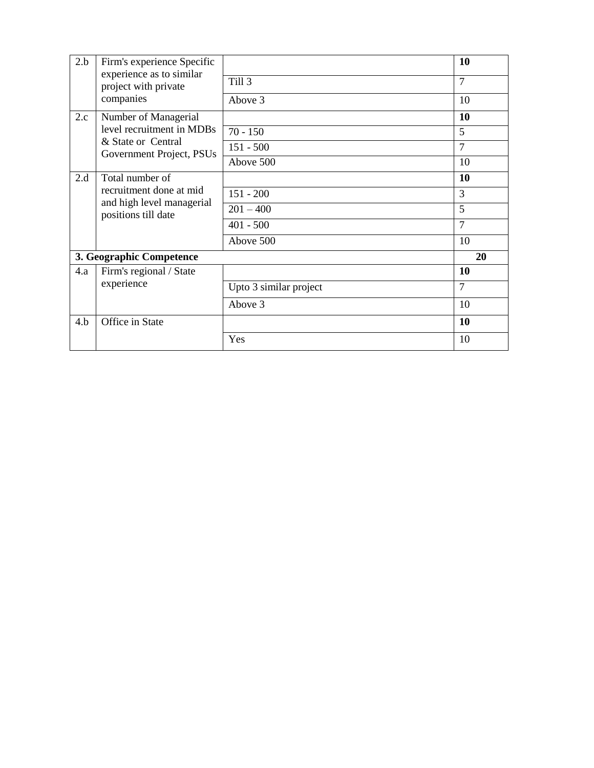| 2.b | Firm's experience Specific experience as to similar project with private companies | | **10** |
|---|---|---|---|
| | | Till 3 | 7 |
| | | Above 3 | 10 |
| 2.c | Number of Managerial level recruitment in MDBs & State or Central Government Project, PSUs | | **10** |
| | | 70 - 150 | 5 |
| | | 151 - 500 | 7 |
| | | Above 500 | 10 |
| 2.d | Total number of recruitment done at mid and high level managerial positions till date | | **10** |
| | | 151 - 200 | 3 |
| | | 201 – 400 | 5 |
| | | 401 - 500 | 7 |
| | | Above 500 | 10 |
| **3. Geographic Competence** | | | **20** |
| 4.a | Firm's regional / State experience | | **10** |
| | | Upto 3 similar project | 7 |
| | | Above 3 | 10 |
| 4.b | Office in State | | **10** |
| | | Yes | 10 |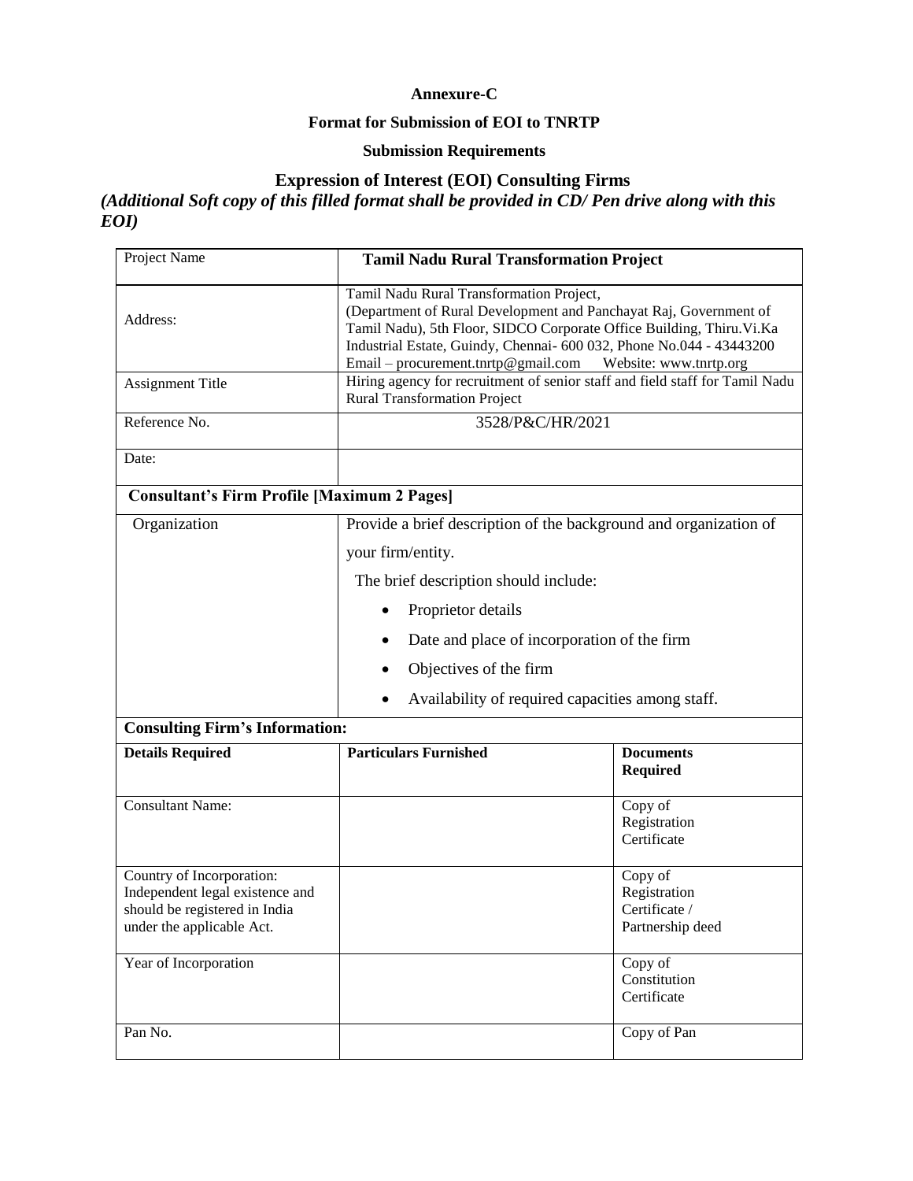**Annexure-C**

**Format for Submission of EOI to TNRTP**

**Submission Requirements**

## Expression of Interest (EOI) Consulting Firms

***(Additional Soft copy of this filled format shall be provided in CD/ Pen drive along with this EOI)***

| Project Name | **Tamil Nadu Rural Transformation Project** | |
|---|---|---|
| Address: | Tamil Nadu Rural Transformation Project, (Department of Rural Development and Panchayat Raj, Government of Tamil Nadu), 5th Floor, SIDCO Corporate Office Building, Thiru.Vi.Ka Industrial Estate, Guindy, Chennai- 600 032, Phone No.044 - 43443200 Email – procurement.tnrtp@gmail.com Website: www.tnrtp.org | |
| Assignment Title | Hiring agency for recruitment of senior staff and field staff for Tamil Nadu Rural Transformation Project | |
| Reference No. | 3528/P&C/HR/2021 | |
| Date: | | |
| **Consultant's Firm Profile [Maximum 2 Pages]** | | |
| Organization | Provide a brief description of the background and organization of your firm/entity.<br>The brief description should include:<br>• Proprietor details<br>• Date and place of incorporation of the firm<br>• Objectives of the firm<br>• Availability of required capacities among staff. | |
| **Consulting Firm's Information:** | | |
| **Details Required** | **Particulars Furnished** | **Documents Required** |
| Consultant Name: | | Copy of Registration Certificate |
| Country of Incorporation: Independent legal existence and should be registered in India under the applicable Act. | | Copy of Registration Certificate / Partnership deed |
| Year of Incorporation | | Copy of Constitution Certificate |
| Pan No. | | Copy of Pan |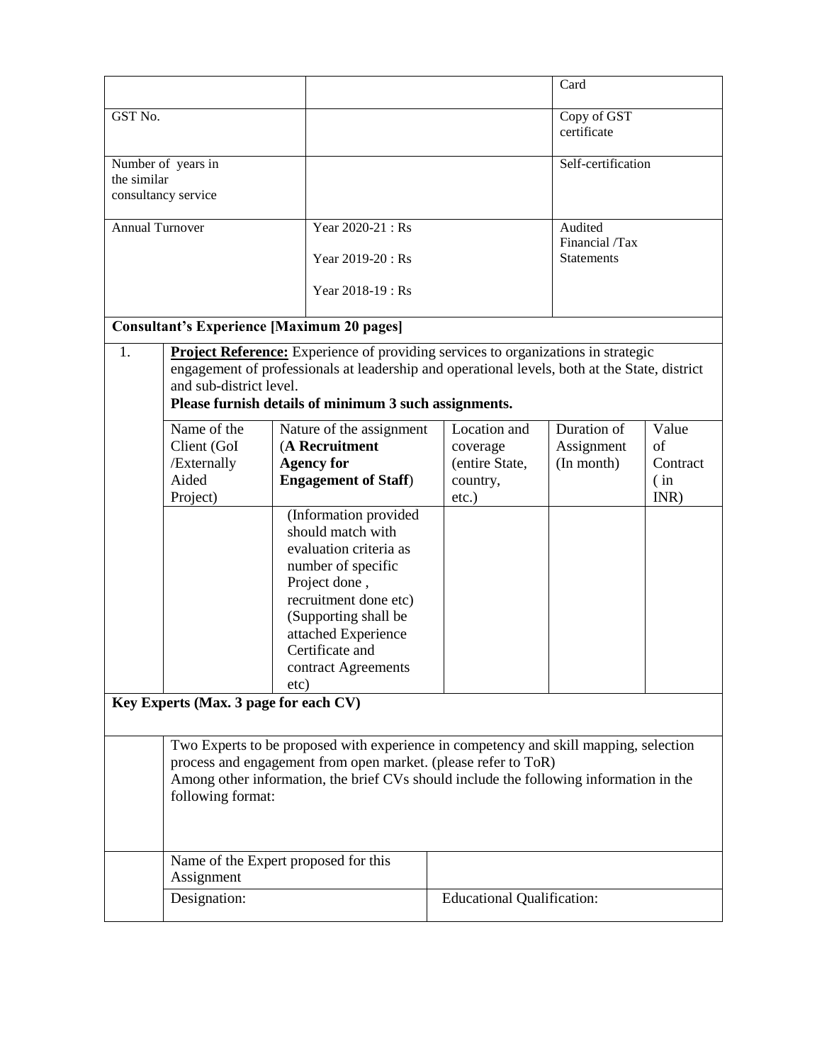| | | | |
|---|---|---|---|
| | | | Card |
| GST No. | | | Copy of GST certificate |
| Number of years in the similar consultancy service | | | Self-certification |
| Annual Turnover | | Year 2020-21 : Rs<br><br>Year 2019-20 : Rs<br><br>Year 2018-19 : Rs | Audited Financial /Tax Statements |

**Consultant's Experience [Maximum 20 pages]**

1. **Project Reference:** Experience of providing services to organizations in strategic engagement of professionals at leadership and operational levels, both at the State, district and sub-district level.
**Please furnish details of minimum 3 such assignments.**

| Name of the Client (GoI /Externally Aided Project) | Nature of the assignment (**A Recruitment Agency for Engagement of Staff**) | Location and coverage (entire State, country, etc.) | Duration of Assignment (In month) | Value of Contract ( in INR) |
|---|---|---|---|---|
| | (Information provided should match with evaluation criteria as number of specific Project done , recruitment done etc) (Supporting shall be attached Experience Certificate and contract Agreements etc) | | | |

**Key Experts (Max. 3 page for each CV)**

Two Experts to be proposed with experience in competency and skill mapping, selection process and engagement from open market. (please refer to ToR)
Among other information, the brief CVs should include the following information in the following format:

| | |
|---|---|
| Name of the Expert proposed for this Assignment | |
| Designation: | Educational Qualification: |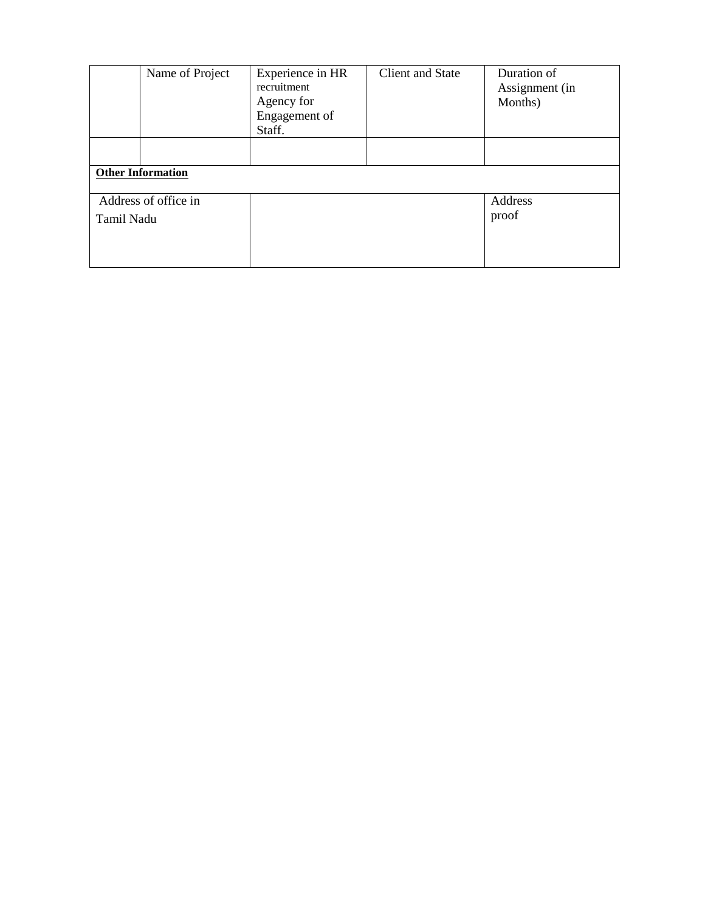|  | Name of Project | Experience in HR recruitment Agency for Engagement of Staff. | Client and State | Duration of Assignment (in Months) |
|---|---|---|---|---|
|  |  |  |  |  |
| **Other Information** |  |  |  |  |
| Address of office in Tamil Nadu |  |  |  | Address proof |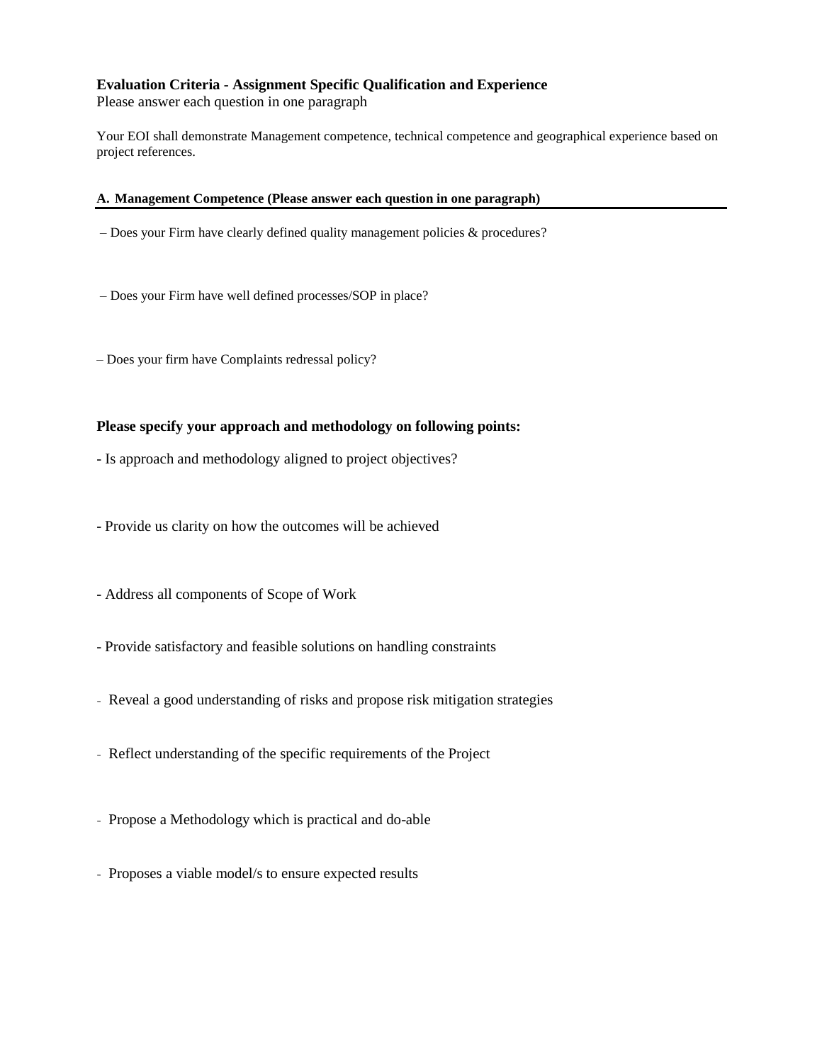**Evaluation Criteria - Assignment Specific Qualification and Experience**

Please answer each question in one paragraph

Your EOI shall demonstrate Management competence, technical competence and geographical experience based on project references.

**A. Management Competence (Please answer each question in one paragraph)**

– Does your Firm have clearly defined quality management policies & procedures?

– Does your Firm have well defined processes/SOP in place?

– Does your firm have Complaints redressal policy?

**Please specify your approach and methodology on following points:**

- Is approach and methodology aligned to project objectives?

- Provide us clarity on how the outcomes will be achieved

- Address all components of Scope of Work

- Provide satisfactory and feasible solutions on handling constraints

- Reveal a good understanding of risks and propose risk mitigation strategies

- Reflect understanding of the specific requirements of the Project

- Propose a Methodology which is practical and do-able

- Proposes a viable model/s to ensure expected results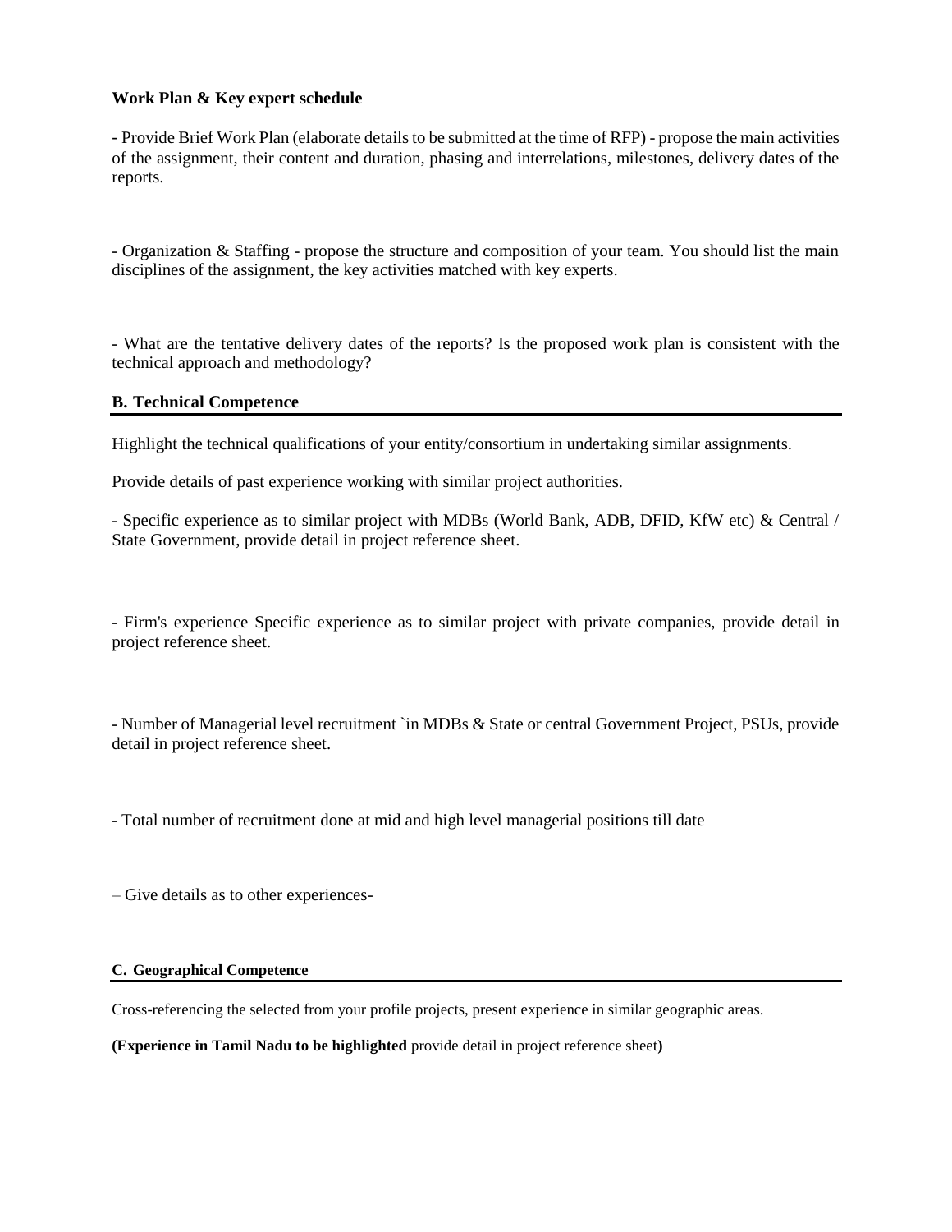**Work Plan & Key expert schedule**

- Provide Brief Work Plan (elaborate details to be submitted at the time of RFP) - propose the main activities of the assignment, their content and duration, phasing and interrelations, milestones, delivery dates of the reports.

- Organization & Staffing - propose the structure and composition of your team. You should list the main disciplines of the assignment, the key activities matched with key experts.

- What are the tentative delivery dates of the reports? Is the proposed work plan is consistent with the technical approach and methodology?

## B. Technical Competence

Highlight the technical qualifications of your entity/consortium in undertaking similar assignments.

Provide details of past experience working with similar project authorities.

- Specific experience as to similar project with MDBs (World Bank, ADB, DFID, KfW etc) & Central / State Government, provide detail in project reference sheet.

- Firm's experience Specific experience as to similar project with private companies, provide detail in project reference sheet.

- Number of Managerial level recruitment `in MDBs & State or central Government Project, PSUs, provide detail in project reference sheet.

- Total number of recruitment done at mid and high level managerial positions till date

– Give details as to other experiences-

## C. Geographical Competence

Cross-referencing the selected from your profile projects, present experience in similar geographic areas.

**(Experience in Tamil Nadu to be highlighted** provide detail in project reference sheet**)**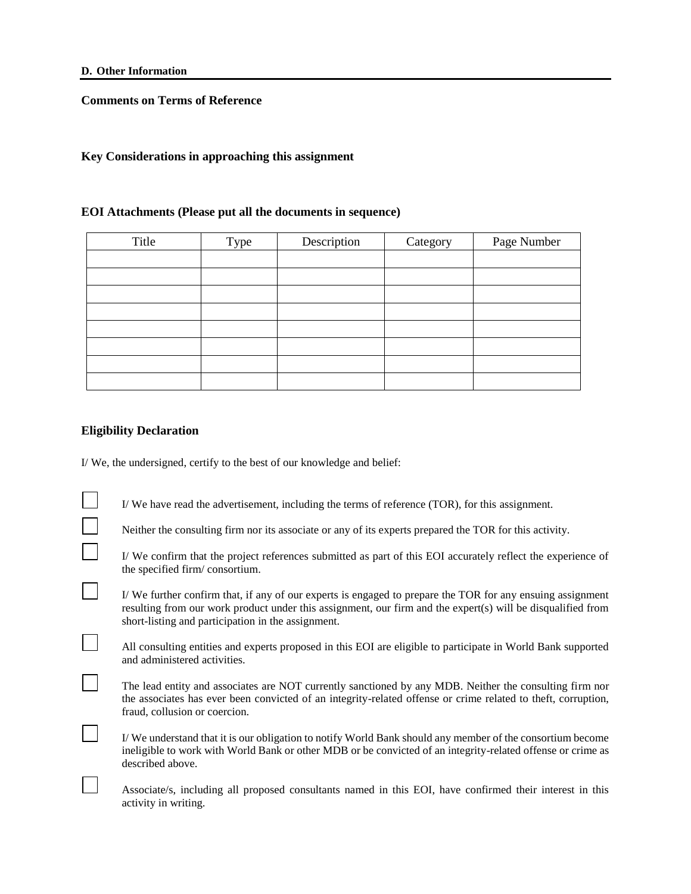**D. Other Information**

**Comments on Terms of Reference**

**Key Considerations in approaching this assignment**

**EOI Attachments (Please put all the documents in sequence)**

| Title | Type | Description | Category | Page Number |
|---|---|---|---|---|
| | | | | |
| | | | | |
| | | | | |
| | | | | |
| | | | | |
| | | | | |
| | | | | |
| | | | | |

**Eligibility Declaration**

I/ We, the undersigned, certify to the best of our knowledge and belief:

- [ ] I/ We have read the advertisement, including the terms of reference (TOR), for this assignment.
- [ ] Neither the consulting firm nor its associate or any of its experts prepared the TOR for this activity.
- [ ] I/ We confirm that the project references submitted as part of this EOI accurately reflect the experience of the specified firm/ consortium.
- [ ] I/ We further confirm that, if any of our experts is engaged to prepare the TOR for any ensuing assignment resulting from our work product under this assignment, our firm and the expert(s) will be disqualified from short-listing and participation in the assignment.
- [ ] All consulting entities and experts proposed in this EOI are eligible to participate in World Bank supported and administered activities.
- [ ] The lead entity and associates are NOT currently sanctioned by any MDB. Neither the consulting firm nor the associates has ever been convicted of an integrity-related offense or crime related to theft, corruption, fraud, collusion or coercion.
- [ ] I/ We understand that it is our obligation to notify World Bank should any member of the consortium become ineligible to work with World Bank or other MDB or be convicted of an integrity-related offense or crime as described above.
- [ ] Associate/s, including all proposed consultants named in this EOI, have confirmed their interest in this activity in writing.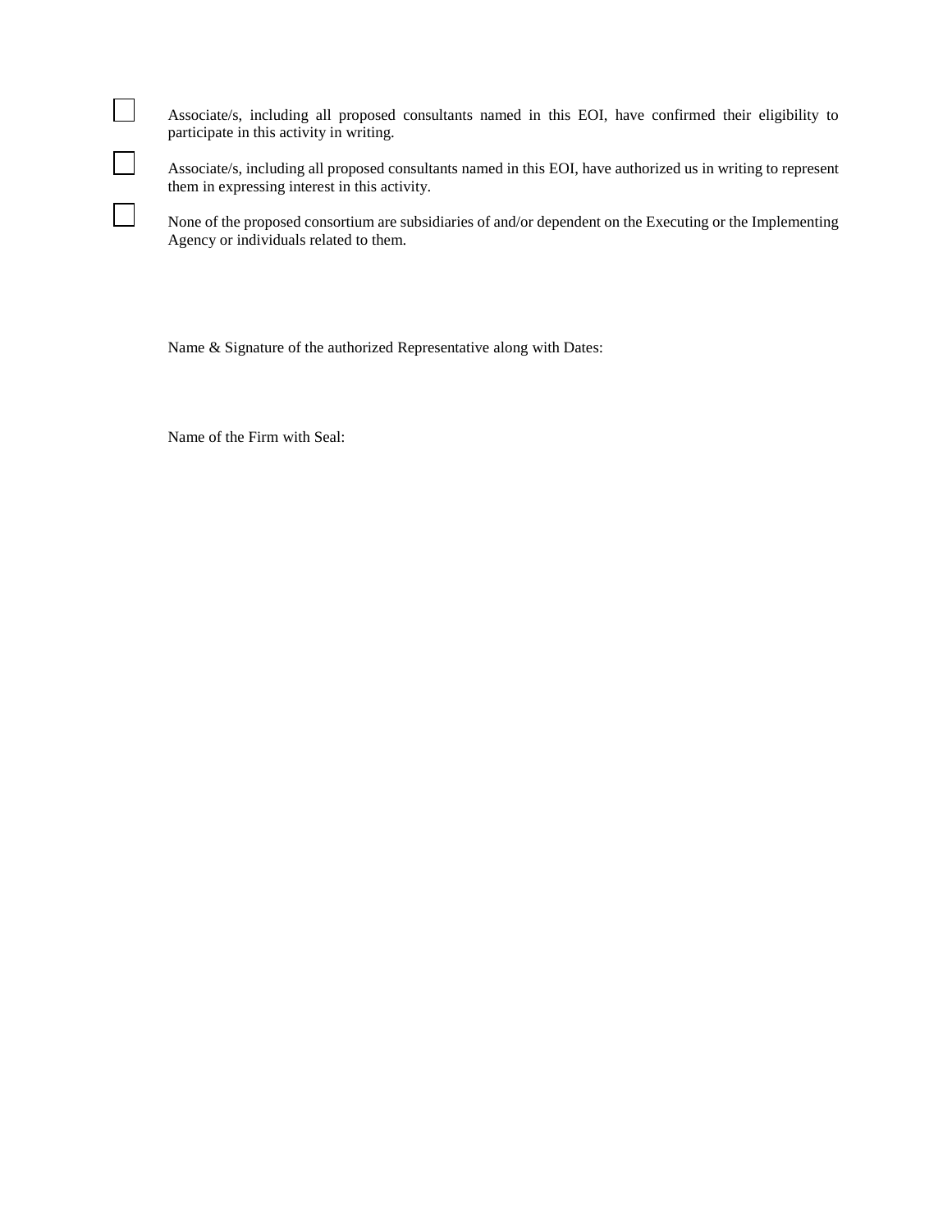- [ ] Associate/s, including all proposed consultants named in this EOI, have confirmed their eligibility to participate in this activity in writing.

- [ ] Associate/s, including all proposed consultants named in this EOI, have authorized us in writing to represent them in expressing interest in this activity.

- [ ] None of the proposed consortium are subsidiaries of and/or dependent on the Executing or the Implementing Agency or individuals related to them.

Name & Signature of the authorized Representative along with Dates:

Name of the Firm with Seal: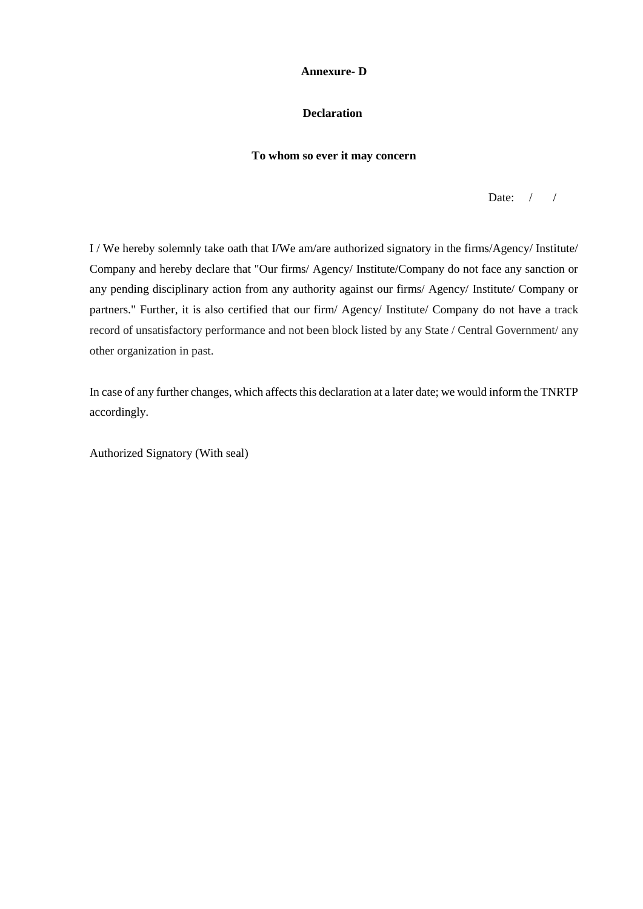**Annexure- D**

**Declaration**

**To whom so ever it may concern**

Date: / /

I / We hereby solemnly take oath that I/We am/are authorized signatory in the firms/Agency/ Institute/ Company and hereby declare that "Our firms/ Agency/ Institute/Company do not face any sanction or any pending disciplinary action from any authority against our firms/ Agency/ Institute/ Company or partners." Further, it is also certified that our firm/ Agency/ Institute/ Company do not have a track record of unsatisfactory performance and not been block listed by any State / Central Government/ any other organization in past.

In case of any further changes, which affects this declaration at a later date; we would inform the TNRTP accordingly.

Authorized Signatory (With seal)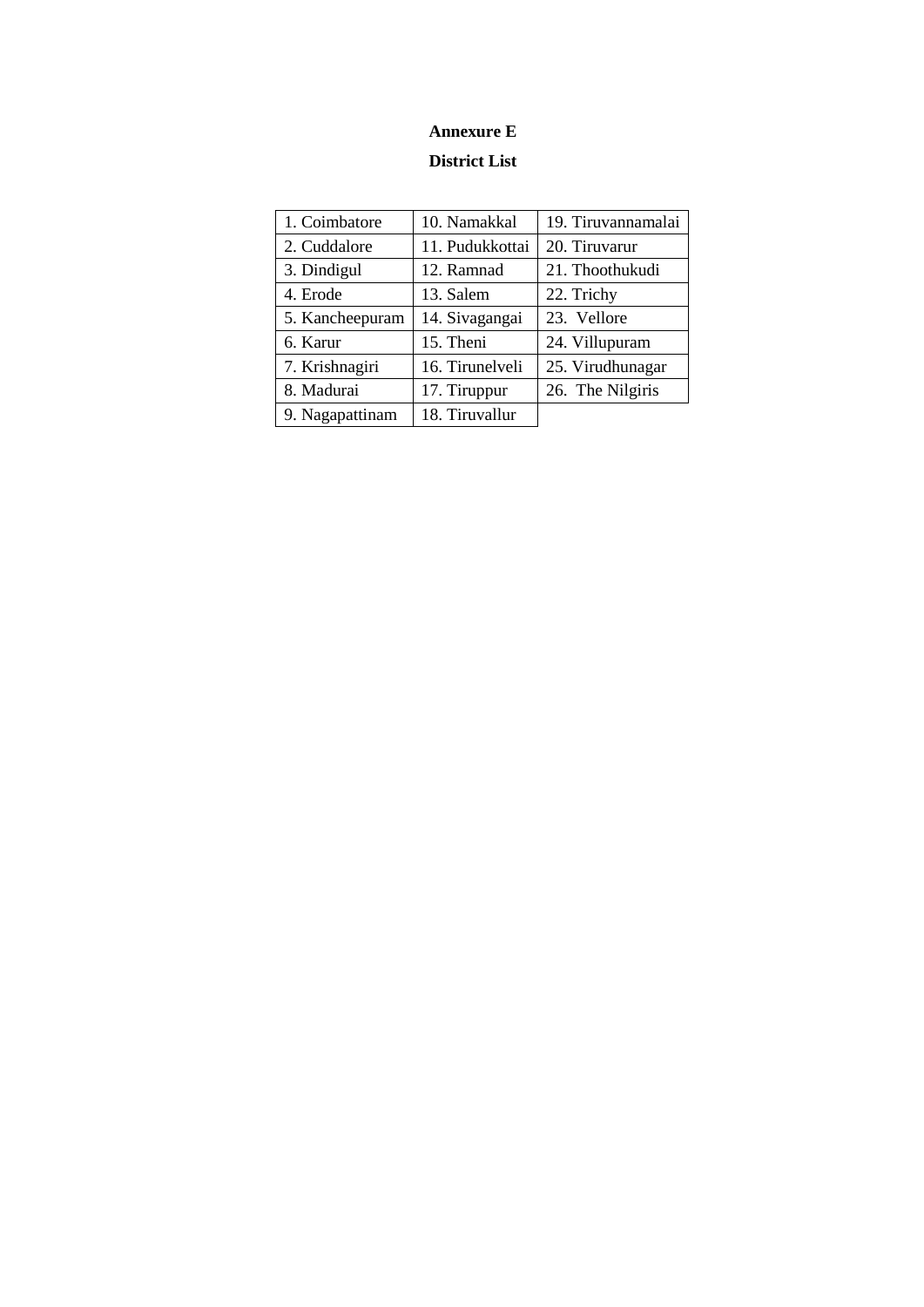**Annexure E**

**District List**

| | | |
|---|---|---|
| 1. Coimbatore | 10. Namakkal | 19. Tiruvannamalai |
| 2. Cuddalore | 11. Pudukkottai | 20. Tiruvarur |
| 3. Dindigul | 12. Ramnad | 21. Thoothukudi |
| 4. Erode | 13. Salem | 22. Trichy |
| 5. Kancheepuram | 14. Sivagangai | 23. Vellore |
| 6. Karur | 15. Theni | 24. Villupuram |
| 7. Krishnagiri | 16. Tirunelveli | 25. Virudhunagar |
| 8. Madurai | 17. Tiruppur | 26. The Nilgiris |
| 9. Nagapattinam | 18. Tiruvallur | |